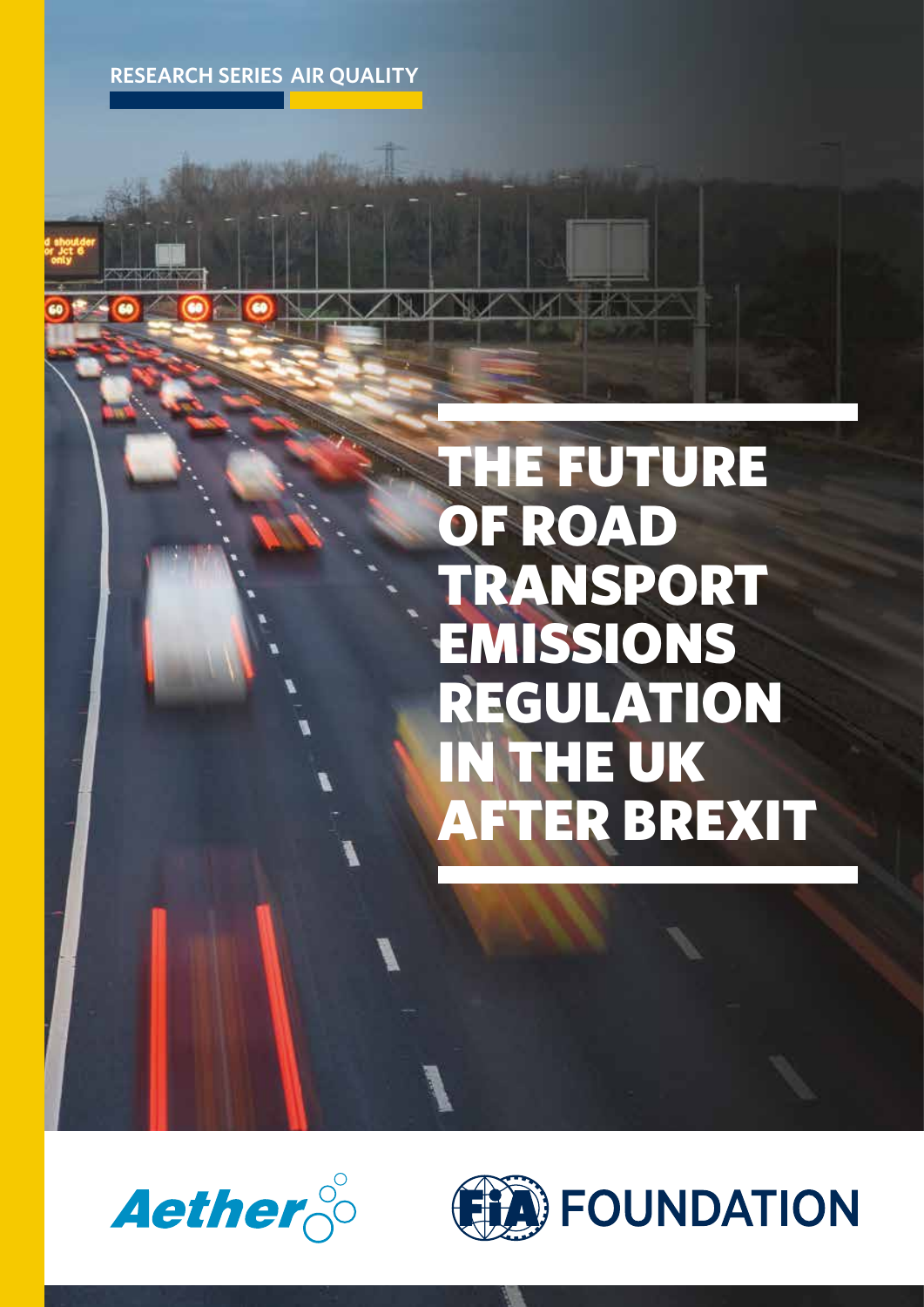RESEARCH SERIES AIR QUALITY

# THE FUTURE OF ROAD TRANSPORT EMISSIONS REGULATION IN THE UK AFTER BREXIT

Aether

FIA FOUNDATION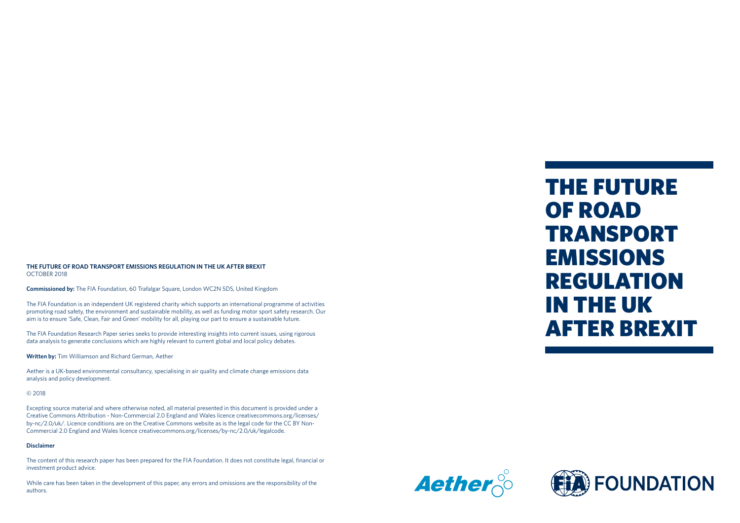# THE FUTURE OF ROAD TRANSPORT EMISSIONS REGULATION IN THE UK AFTER BREXIT

**THE FUTURE OF ROAD TRANSPORT EMISSIONS REGULATION IN THE UK AFTER BREXIT**
OCTOBER 2018

**Commissioned by:** The FIA Foundation, 60 Trafalgar Square, London WC2N 5DS, United Kingdom

The FIA Foundation is an independent UK registered charity which supports an international programme of activities promoting road safety, the environment and sustainable mobility, as well as funding motor sport safety research. Our aim is to ensure 'Safe, Clean, Fair and Green' mobility for all, playing our part to ensure a sustainable future.

The FIA Foundation Research Paper series seeks to provide interesting insights into current issues, using rigorous data analysis to generate conclusions which are highly relevant to current global and local policy debates.

**Written by:** Tim Williamson and Richard German, Aether

Aether is a UK-based environmental consultancy, specialising in air quality and climate change emissions data analysis and policy development.

© 2018

Excepting source material and where otherwise noted, all material presented in this document is provided under a Creative Commons Attribution - Non-Commercial 2.0 England and Wales licence creativecommons.org/licenses/by-nc/2.0/uk/. Licence conditions are on the Creative Commons website as is the legal code for the CC BY Non-Commercial 2.0 England and Wales licence creativecommons.org/licenses/by-nc/2.0/uk/legalcode.

**Disclaimer**

The content of this research paper has been prepared for the FIA Foundation. It does not constitute legal, financial or investment product advice.

While care has been taken in the development of this paper, any errors and omissions are the responsibility of the authors.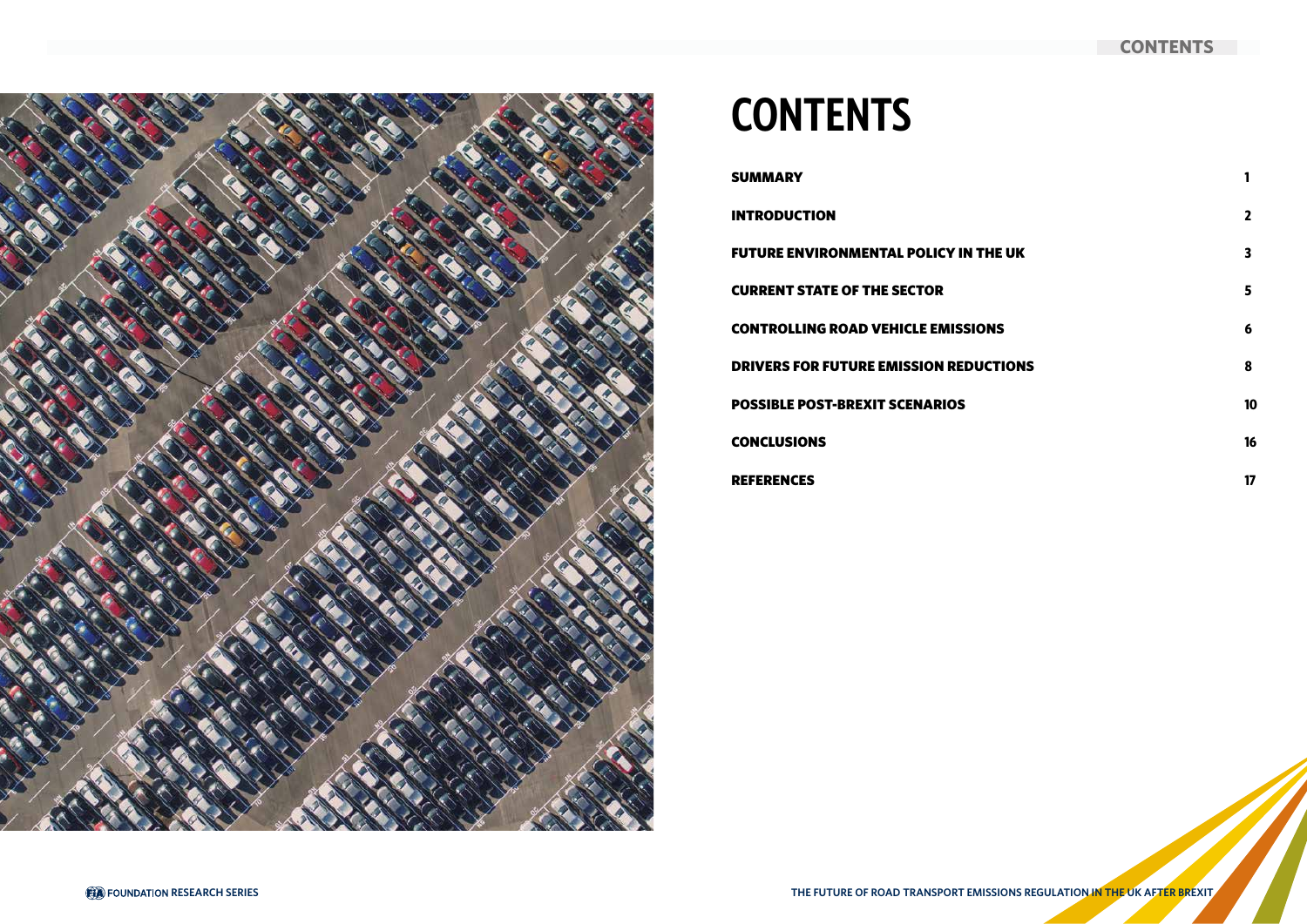# CONTENTS

| | |
|---|---|
| **SUMMARY** | **1** |
| **INTRODUCTION** | **2** |
| **FUTURE ENVIRONMENTAL POLICY IN THE UK** | **3** |
| **CURRENT STATE OF THE SECTOR** | **5** |
| **CONTROLLING ROAD VEHICLE EMISSIONS** | **6** |
| **DRIVERS FOR FUTURE EMISSION REDUCTIONS** | **8** |
| **POSSIBLE POST-BREXIT SCENARIOS** | **10** |
| **CONCLUSIONS** | **16** |
| **REFERENCES** | **17** |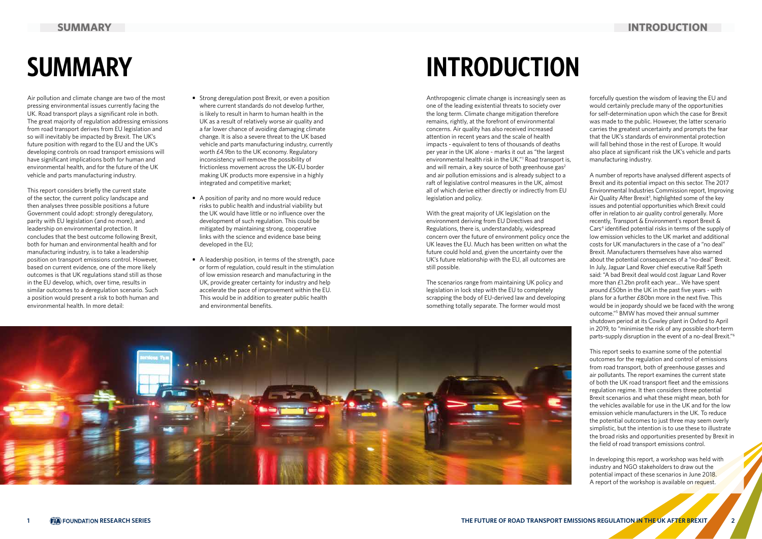# SUMMARY

Air pollution and climate change are two of the most pressing environmental issues currently facing the UK. Road transport plays a significant role in both. The great majority of regulation addressing emissions from road transport derives from EU legislation and so will inevitably be impacted by Brexit. The UK's future position with regard to the EU and the UK's developing controls on road transport emissions will have significant implications both for human and environmental health, and for the future of the UK vehicle and parts manufacturing industry.

This report considers briefly the current state of the sector, the current policy landscape and then analyses three possible positions a future Government could adopt: strongly deregulatory, parity with EU legislation (and no more), and leadership on environmental protection. It concludes that the best outcome following Brexit, both for human and environmental health and for manufacturing industry, is to take a leadership position on transport emissions control. However, based on current evidence, one of the more likely outcomes is that UK regulations stand still as those in the EU develop, which, over time, results in similar outcomes to a deregulation scenario. Such a position would present a risk to both human and environmental health. In more detail:

- Strong deregulation post Brexit, or even a position where current standards do not develop further, is likely to result in harm to human health in the UK as a result of relatively worse air quality and a far lower chance of avoiding damaging climate change. It is also a severe threat to the UK based vehicle and parts manufacturing industry, currently worth £4.9bn to the UK economy. Regulatory inconsistency will remove the possibility of frictionless movement across the UK-EU border making UK products more expensive in a highly integrated and competitive market;
- A position of parity and no more would reduce risks to public health and industrial viability but the UK would have little or no influence over the development of such regulation. This could be mitigated by maintaining strong, cooperative links with the science and evidence base being developed in the EU;
- A leadership position, in terms of the strength, pace or form of regulation, could result in the stimulation of low emission research and manufacturing in the UK, provide greater certainty for industry and help accelerate the pace of improvement within the EU. This would be in addition to greater public health and environmental benefits.

# INTRODUCTION

Anthropogenic climate change is increasingly seen as one of the leading existential threats to society over the long term. Climate change mitigation therefore remains, rightly, at the forefront of environmental concerns. Air quality has also received increased attention in recent years and the scale of health impacts - equivalent to tens of thousands of deaths per year in the UK alone - marks it out as "the largest environmental health risk in the UK."[1] Road transport is, and will remain, a key source of both greenhouse gas[2] and air pollution emissions and is already subject to a raft of legislative control measures in the UK, almost all of which derive either directly or indirectly from EU legislation and policy.

With the great majority of UK legislation on the environment deriving from EU Directives and Regulations, there is, understandably, widespread concern over the future of environment policy once the UK leaves the EU. Much has been written on what the future could hold and, given the uncertainty over the UK's future relationship with the EU, all outcomes are still possible.

The scenarios range from maintaining UK policy and legislation in lock step with the EU to completely scrapping the body of EU-derived law and developing something totally separate. The former would most forcefully question the wisdom of leaving the EU and would certainly preclude many of the opportunities for self-determination upon which the case for Brexit was made to the public. However, the latter scenario carries the greatest uncertainty and prompts the fear that the UK's standards of environmental protection will fall behind those in the rest of Europe. It would also place at significant risk the UK's vehicle and parts manufacturing industry.

A number of reports have analysed different aspects of Brexit and its potential impact on this sector. The 2017 Environmental Industries Commission report, Improving Air Quality After Brexit[3], highlighted some of the key issues and potential opportunities which Brexit could offer in relation to air quality control generally. More recently, Transport & Environment's report Brexit & Cars[4] identified potential risks in terms of the supply of low emission vehicles to the UK market and additional costs for UK manufacturers in the case of a "no deal" Brexit. Manufacturers themselves have also warned about the potential consequences of a "no-deal" Brexit. In July, Jaguar Land Rover chief executive Ralf Speth said: "A bad Brexit deal would cost Jaguar Land Rover more than £1.2bn profit each year... We have spent around £50bn in the UK in the past five years - with plans for a further £80bn more in the next five. This would be in jeopardy should we be faced with the wrong outcome."[5] BMW has moved their annual summer shutdown period at its Cowley plant in Oxford to April in 2019, to "minimise the risk of any possible short-term parts-supply disruption in the event of a no-deal Brexit."[6]

This report seeks to examine some of the potential outcomes for the regulation and control of emissions from road transport, both of greenhouse gasses and air pollutants. The report examines the current state of both the UK road transport fleet and the emissions regulation regime. It then considers three potential Brexit scenarios and what these might mean, both for the vehicles available for use in the UK and for the low emission vehicle manufacturers in the UK. To reduce the potential outcomes to just three may seem overly simplistic, but the intention is to use these to illustrate the broad risks and opportunities presented by Brexit in the field of road transport emissions control.

In developing this report, a workshop was held with industry and NGO stakeholders to draw out the potential impact of these scenarios in June 2018. A report of the workshop is available on request.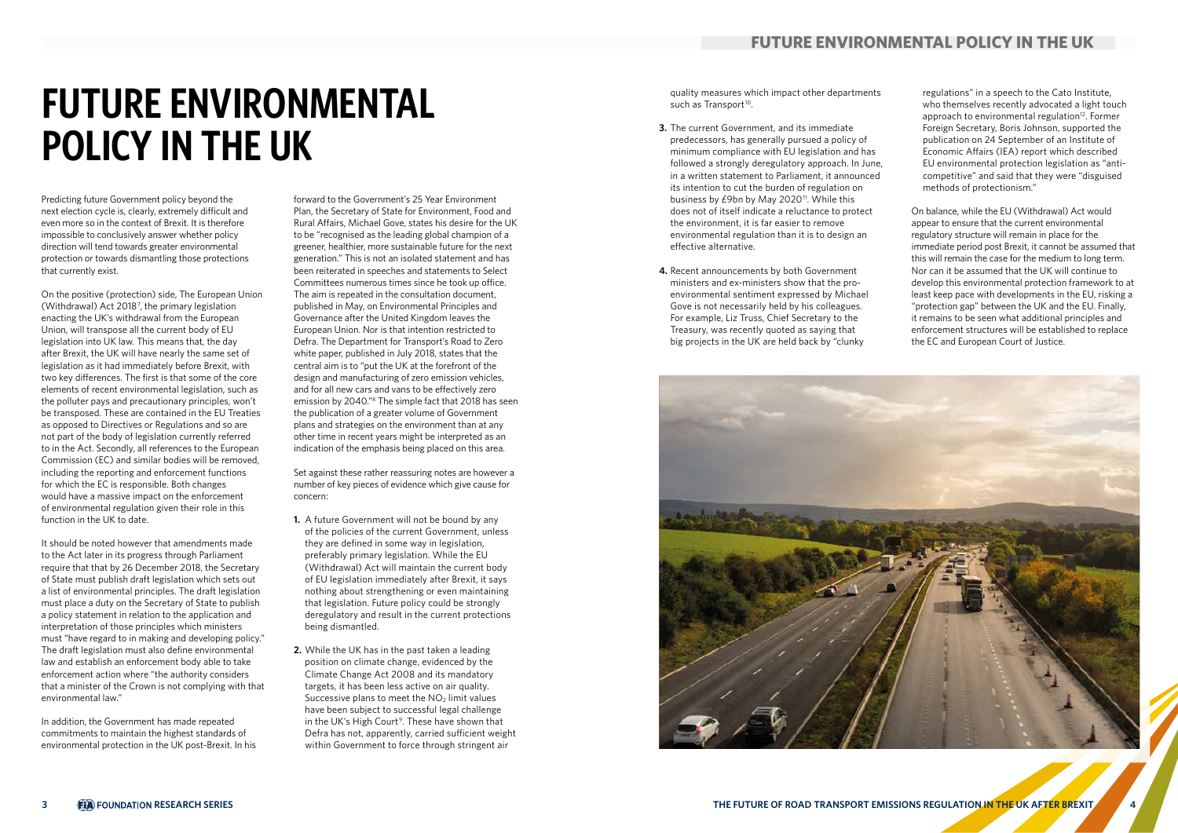# FUTURE ENVIRONMENTAL POLICY IN THE UK

Predicting future Government policy beyond the next election cycle is, clearly, extremely difficult and even more so in the context of Brexit. It is therefore impossible to conclusively answer whether policy direction will tend towards greater environmental protection or towards dismantling those protections that currently exist.

On the positive (protection) side, The European Union (Withdrawal) Act 2018[7], the primary legislation enacting the UK's withdrawal from the European Union, will transpose all the current body of EU legislation into UK law. This means that, the day after Brexit, the UK will have nearly the same set of legislation as it had immediately before Brexit, with two key differences. The first is that some of the core elements of recent environmental legislation, such as the polluter pays and precautionary principles, won't be transposed. These are contained in the EU Treaties as opposed to Directives or Regulations and so are not part of the body of legislation currently referred to in the Act. Secondly, all references to the European Commission (EC) and similar bodies will be removed, including the reporting and enforcement functions for which the EC is responsible. Both changes would have a massive impact on the enforcement of environmental regulation given their role in this function in the UK to date.

It should be noted however that amendments made to the Act later in its progress through Parliament require that that by 26 December 2018, the Secretary of State must publish draft legislation which sets out a list of environmental principles. The draft legislation must place a duty on the Secretary of State to publish a policy statement in relation to the application and interpretation of those principles which ministers must "have regard to in making and developing policy." The draft legislation must also define environmental law and establish an enforcement body able to take enforcement action where "the authority considers that a minister of the Crown is not complying with that environmental law."

In addition, the Government has made repeated commitments to maintain the highest standards of environmental protection in the UK post-Brexit. In his forward to the Government's 25 Year Environment Plan, the Secretary of State for Environment, Food and Rural Affairs, Michael Gove, states his desire for the UK to be "recognised as the leading global champion of a greener, healthier, more sustainable future for the next generation." This is not an isolated statement and has been reiterated in speeches and statements to Select Committees numerous times since he took up office. The aim is repeated in the consultation document, published in May, on Environmental Principles and Governance after the United Kingdom leaves the European Union. Nor is that intention restricted to Defra. The Department for Transport's Road to Zero white paper, published in July 2018, states that the central aim is to "put the UK at the forefront of the design and manufacturing of zero emission vehicles, and for all new cars and vans to be effectively zero emission by 2040."[8] The simple fact that 2018 has seen the publication of a greater volume of Government plans and strategies on the environment than at any other time in recent years might be interpreted as an indication of the emphasis being placed on this area.

Set against these rather reassuring notes are however a number of key pieces of evidence which give cause for concern:

1. A future Government will not be bound by any of the policies of the current Government, unless they are defined in some way in legislation, preferably primary legislation. While the EU (Withdrawal) Act will maintain the current body of EU legislation immediately after Brexit, it says nothing about strengthening or even maintaining that legislation. Future policy could be strongly deregulatory and result in the current protections being dismantled.

2. While the UK has in the past taken a leading position on climate change, evidenced by the Climate Change Act 2008 and its mandatory targets, it has been less active on air quality. Successive plans to meet the $NO_2$ limit values have been subject to successful legal challenge in the UK's High Court[9]. These have shown that Defra has not, apparently, carried sufficient weight within Government to force through stringent air quality measures which impact other departments such as Transport[10].

3. The current Government, and its immediate predecessors, has generally pursued a policy of minimum compliance with EU legislation and has followed a strongly deregulatory approach. In June, in a written statement to Parliament, it announced its intention to cut the burden of regulation on business by £9bn by May 2020[11]. While this does not of itself indicate a reluctance to protect the environment, it is far easier to remove environmental regulation than it is to design an effective alternative.

4. Recent announcements by both Government ministers and ex-ministers show that the pro-environmental sentiment expressed by Michael Gove is not necessarily held by his colleagues. For example, Liz Truss, Chief Secretary to the Treasury, was recently quoted as saying that big projects in the UK are held back by "clunky regulations" in a speech to the Cato Institute, who themselves recently advocated a light touch approach to environmental regulation[12]. Former Foreign Secretary, Boris Johnson, supported the publication on 24 September of an Institute of Economic Affairs (IEA) report which described EU environmental protection legislation as "anti-competitive" and said that they were "disguised methods of protectionism."

On balance, while the EU (Withdrawal) Act would appear to ensure that the current environmental regulatory structure will remain in place for the immediate period post Brexit, it cannot be assumed that this will remain the case for the medium to long term. Nor can it be assumed that the UK will continue to develop this environmental protection framework to at least keep pace with developments in the EU, risking a "protection gap" between the UK and the EU. Finally, it remains to be seen what additional principles and enforcement structures will be established to replace the EC and European Court of Justice.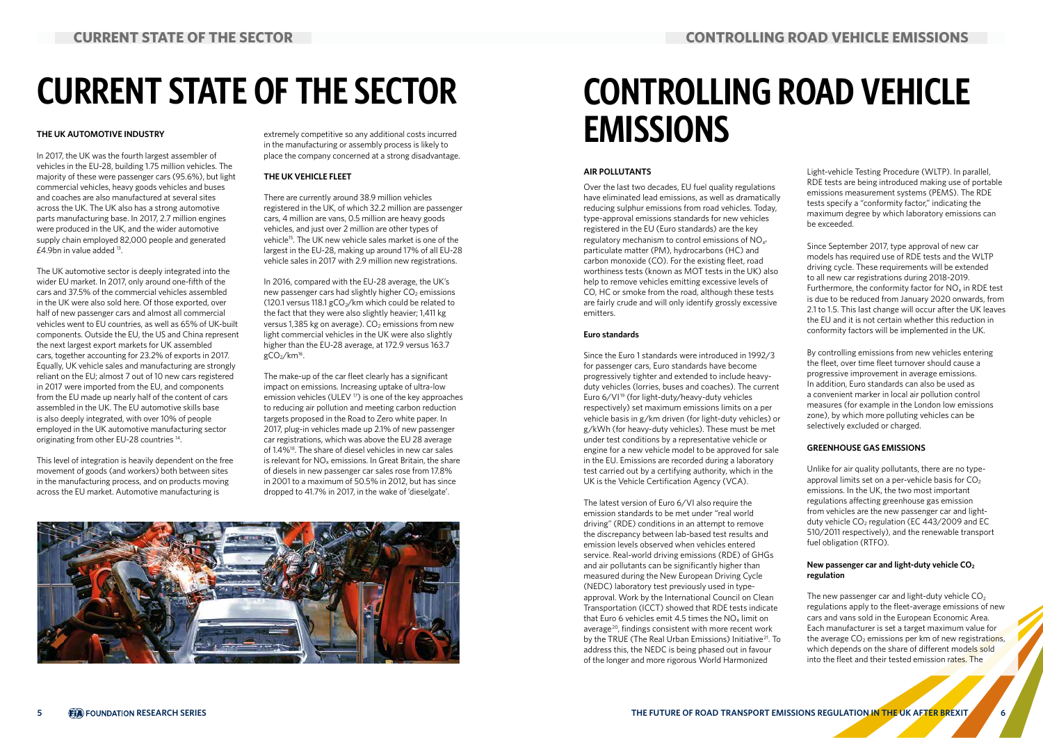# CURRENT STATE OF THE SECTOR

### THE UK AUTOMOTIVE INDUSTRY

In 2017, the UK was the fourth largest assembler of vehicles in the EU-28, building 1.75 million vehicles. The majority of these were passenger cars (95.6%), but light commercial vehicles, heavy goods vehicles and buses and coaches are also manufactured at several sites across the UK. The UK also has a strong automotive parts manufacturing base. In 2017, 2.7 million engines were produced in the UK, and the wider automotive supply chain employed 82,000 people and generated £4.9bn in value added [13].

The UK automotive sector is deeply integrated into the wider EU market. In 2017, only around one-fifth of the cars and 37.5% of the commercial vehicles assembled in the UK were also sold here. Of those exported, over half of new passenger cars and almost all commercial vehicles went to EU countries, as well as 65% of UK-built components. Outside the EU, the US and China represent the next largest export markets for UK assembled cars, together accounting for 23.2% of exports in 2017. Equally, UK vehicle sales and manufacturing are strongly reliant on the EU; almost 7 out of 10 new cars registered in 2017 were imported from the EU, and components from the EU made up nearly half of the content of cars assembled in the UK. The EU automotive skills base is also deeply integrated, with over 10% of people employed in the UK automotive manufacturing sector originating from other EU-28 countries [14].

This level of integration is heavily dependent on the free movement of goods (and workers) both between sites in the manufacturing process, and on products moving across the EU market. Automotive manufacturing is extremely competitive so any additional costs incurred in the manufacturing or assembly process is likely to place the company concerned at a strong disadvantage.

### THE UK VEHICLE FLEET

There are currently around 38.9 million vehicles registered in the UK, of which 32.2 million are passenger cars, 4 million are vans, 0.5 million are heavy goods vehicles, and just over 2 million are other types of vehicle[15]. The UK new vehicle sales market is one of the largest in the EU-28, making up around 17% of all EU-28 vehicle sales in 2017 with 2.9 million new registrations.

In 2016, compared with the EU-28 average, the UK's new passenger cars had slightly higher $CO_2$ emissions (120.1 versus 118.1 $gCO_2$/km which could be related to the fact that they were also slightly heavier; 1,411 kg versus 1,385 kg on average). $CO_2$ emissions from new light commercial vehicles in the UK were also slightly higher than the EU-28 average, at 172.9 versus 163.7 $gCO_2$/km[16].

The make-up of the car fleet clearly has a significant impact on emissions. Increasing uptake of ultra-low emission vehicles (ULEV [17]) is one of the key approaches to reducing air pollution and meeting carbon reduction targets proposed in the Road to Zero white paper. In 2017, plug-in vehicles made up 2.1% of new passenger car registrations, which was above the EU 28 average of 1.4%[18]. The share of diesel vehicles in new car sales is relevant for $NO_x$ emissions. In Great Britain, the share of diesels in new passenger car sales rose from 17.8% in 2001 to a maximum of 50.5% in 2012, but has since dropped to 41.7% in 2017, in the wake of 'dieselgate'.

# CONTROLLING ROAD VEHICLE EMISSIONS

### AIR POLLUTANTS

Over the last two decades, EU fuel quality regulations have eliminated lead emissions, as well as dramatically reducing sulphur emissions from road vehicles. Today, type-approval emissions standards for new vehicles registered in the EU (Euro standards) are the key regulatory mechanism to control emissions of $NO_x$, particulate matter (PM), hydrocarbons (HC) and carbon monoxide (CO). For the existing fleet, road worthiness tests (known as MOT tests in the UK) also help to remove vehicles emitting excessive levels of CO, HC or smoke from the road, although these tests are fairly crude and will only identify grossly excessive emitters.

#### Euro standards

Since the Euro 1 standards were introduced in 1992/3 for passenger cars, Euro standards have become progressively tighter and extended to include heavy-duty vehicles (lorries, buses and coaches). The current Euro 6/VI[19] (for light-duty/heavy-duty vehicles respectively) set maximum emissions limits on a per vehicle basis in g/km driven (for light-duty vehicles) or g/kWh (for heavy-duty vehicles). These must be met under test conditions by a representative vehicle or engine for a new vehicle model to be approved for sale in the EU. Emissions are recorded during a laboratory test carried out by a certifying authority, which in the UK is the Vehicle Certification Agency (VCA).

The latest version of Euro 6/VI also require the emission standards to be met under "real world driving" (RDE) conditions in an attempt to remove the discrepancy between lab-based test results and emission levels observed when vehicles entered service. Real-world driving emissions (RDE) of GHGs and air pollutants can be significantly higher than measured during the New European Driving Cycle (NEDC) laboratory test previously used in type-approval. Work by the International Council on Clean Transportation (ICCT) showed that RDE tests indicate that Euro 6 vehicles emit 4.5 times the $NO_x$ limit on average[20], findings consistent with more recent work by the TRUE (The Real Urban Emissions) Initiative[21]. To address this, the NEDC is being phased out in favour of the longer and more rigorous World Harmonized Light-vehicle Testing Procedure (WLTP). In parallel, RDE tests are being introduced making use of portable emissions measurement systems (PEMS). The RDE tests specify a "conformity factor," indicating the maximum degree by which laboratory emissions can be exceeded.

Since September 2017, type approval of new car models has required use of RDE tests and the WLTP driving cycle. These requirements will be extended to all new car registrations during 2018-2019. Furthermore, the conformity factor for $NO_x$ in RDE test is due to be reduced from January 2020 onwards, from 2.1 to 1.5. This last change will occur after the UK leaves the EU and it is not certain whether this reduction in conformity factors will be implemented in the UK.

By controlling emissions from new vehicles entering the fleet, over time fleet turnover should cause a progressive improvement in average emissions. In addition, Euro standards can also be used as a convenient marker in local air pollution control measures (for example in the London low emissions zone), by which more polluting vehicles can be selectively excluded or charged.

### GREENHOUSE GAS EMISSIONS

Unlike for air quality pollutants, there are no type-approval limits set on a per-vehicle basis for $CO_2$ emissions. In the UK, the two most important regulations affecting greenhouse gas emission from vehicles are the new passenger car and light-duty vehicle $CO_2$ regulation (EC 443/2009 and EC 510/2011 respectively), and the renewable transport fuel obligation (RTFO).

#### New passenger car and light-duty vehicle $CO_2$ regulation

The new passenger car and light-duty vehicle $CO_2$ regulations apply to the fleet-average emissions of new cars and vans sold in the European Economic Area. Each manufacturer is set a target maximum value for the average $CO_2$ emissions per km of new registrations, which depends on the share of different models sold into the fleet and their tested emission rates. The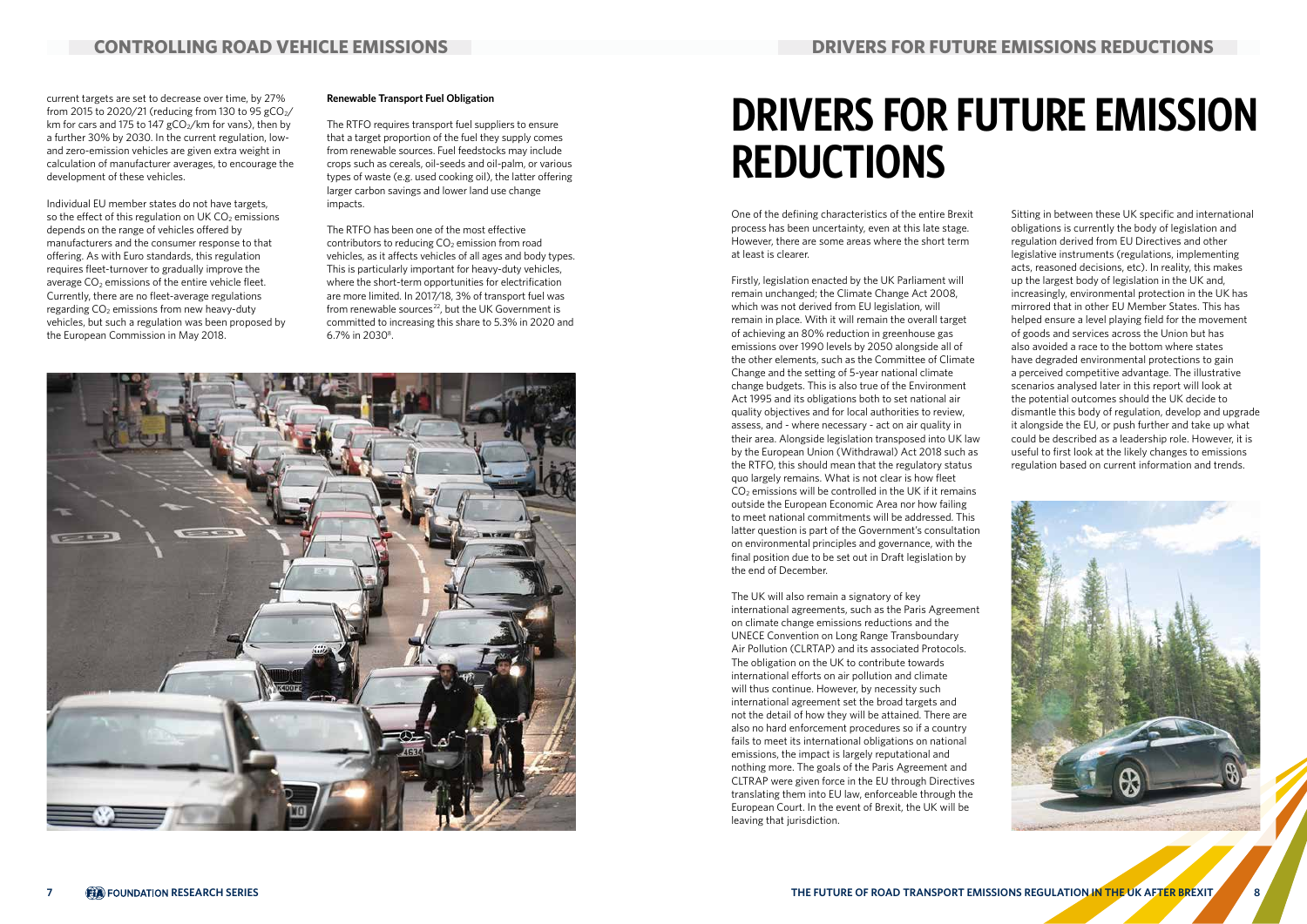current targets are set to decrease over time, by 27% from 2015 to 2020/21 (reducing from 130 to 95 $gCO_2$/km for cars and 175 to 147 $gCO_2$/km for vans), then by a further 30% by 2030. In the current regulation, low- and zero-emission vehicles are given extra weight in calculation of manufacturer averages, to encourage the development of these vehicles.

Individual EU member states do not have targets, so the effect of this regulation on UK $CO_2$ emissions depends on the range of vehicles offered by manufacturers and the consumer response to that offering. As with Euro standards, this regulation requires fleet-turnover to gradually improve the average $CO_2$ emissions of the entire vehicle fleet. Currently, there are no fleet-average regulations regarding $CO_2$ emissions from new heavy-duty vehicles, but such a regulation was been proposed by the European Commission in May 2018.

**Renewable Transport Fuel Obligation**

The RTFO requires transport fuel suppliers to ensure that a target proportion of the fuel they supply comes from renewable sources. Fuel feedstocks may include crops such as cereals, oil-seeds and oil-palm, or various types of waste (e.g. used cooking oil), the latter offering larger carbon savings and lower land use change impacts.

The RTFO has been one of the most effective contributors to reducing $CO_2$ emission from road vehicles, as it affects vehicles of all ages and body types. This is particularly important for heavy-duty vehicles, where the short-term opportunities for electrification are more limited. In 2017/18, 3% of transport fuel was from renewable sources[22], but the UK Government is committed to increasing this share to 5.3% in 2020 and 6.7% in 2030[8].

# DRIVERS FOR FUTURE EMISSION REDUCTIONS

One of the defining characteristics of the entire Brexit process has been uncertainty, even at this late stage. However, there are some areas where the short term at least is clearer.

Firstly, legislation enacted by the UK Parliament will remain unchanged; the Climate Change Act 2008, which was not derived from EU legislation, will remain in place. With it will remain the overall target of achieving an 80% reduction in greenhouse gas emissions over 1990 levels by 2050 alongside all of the other elements, such as the Committee of Climate Change and the setting of 5-year national climate change budgets. This is also true of the Environment Act 1995 and its obligations both to set national air quality objectives and for local authorities to review, assess, and - where necessary - act on air quality in their area. Alongside legislation transposed into UK law by the European Union (Withdrawal) Act 2018 such as the RTFO, this should mean that the regulatory status quo largely remains. What is not clear is how fleet $CO_2$ emissions will be controlled in the UK if it remains outside the European Economic Area nor how failing to meet national commitments will be addressed. This latter question is part of the Government's consultation on environmental principles and governance, with the final position due to be set out in Draft legislation by the end of December.

The UK will also remain a signatory of key international agreements, such as the Paris Agreement on climate change emissions reductions and the UNECE Convention on Long Range Transboundary Air Pollution (CLRTAP) and its associated Protocols. The obligation on the UK to contribute towards international efforts on air pollution and climate will thus continue. However, by necessity such international agreement set the broad targets and not the detail of how they will be attained. There are also no hard enforcement procedures so if a country fails to meet its international obligations on national emissions, the impact is largely reputational and nothing more. The goals of the Paris Agreement and CLTRAP were given force in the EU through Directives translating them into EU law, enforceable through the European Court. In the event of Brexit, the UK will be leaving that jurisdiction.

Sitting in between these UK specific and international obligations is currently the body of legislation and regulation derived from EU Directives and other legislative instruments (regulations, implementing acts, reasoned decisions, etc). In reality, this makes up the largest body of legislation in the UK and, increasingly, environmental protection in the UK has mirrored that in other EU Member States. This has helped ensure a level playing field for the movement of goods and services across the Union but has also avoided a race to the bottom where states have degraded environmental protections to gain a perceived competitive advantage. The illustrative scenarios analysed later in this report will look at the potential outcomes should the UK decide to dismantle this body of regulation, develop and upgrade it alongside the EU, or push further and take up what could be described as a leadership role. However, it is useful to first look at the likely changes to emissions regulation based on current information and trends.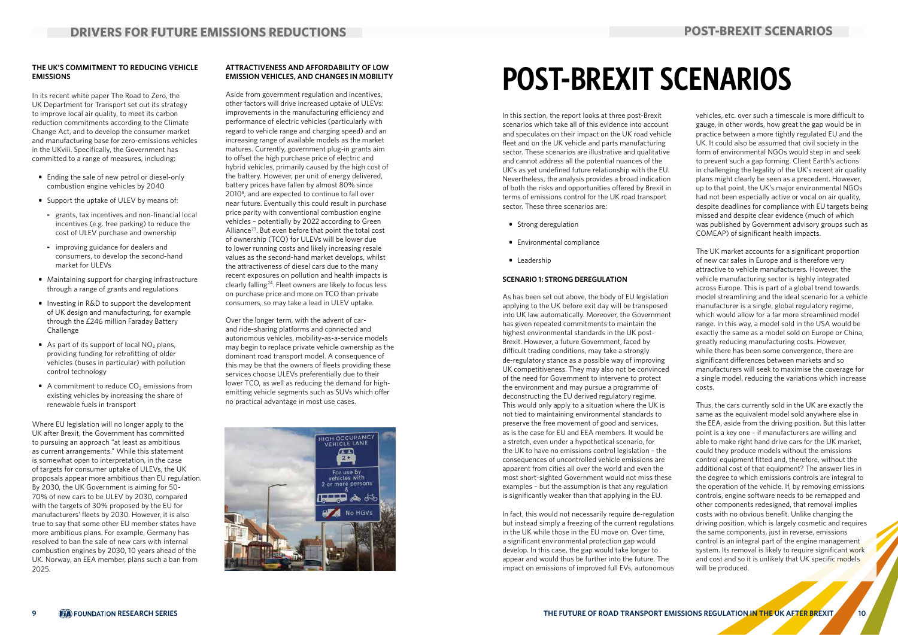### THE UK'S COMMITMENT TO REDUCING VEHICLE EMISSIONS

In its recent white paper The Road to Zero, the UK Department for Transport set out its strategy to improve local air quality, to meet its carbon reduction commitments according to the Climate Change Act, and to develop the consumer market and manufacturing base for zero-emissions vehicles in the UKviii. Specifically, the Government has committed to a range of measures, including:

- Ending the sale of new petrol or diesel-only combustion engine vehicles by 2040
- Support the uptake of ULEV by means of:
  - grants, tax incentives and non-financial local incentives (e.g. free parking) to reduce the cost of ULEV purchase and ownership
  - improving guidance for dealers and consumers, to develop the second-hand market for ULEVs
- Maintaining support for charging infrastructure through a range of grants and regulations
- Investing in R&D to support the development of UK design and manufacturing, for example through the £246 million Faraday Battery Challenge
- As part of its support of local $NO_2$ plans, providing funding for retrofitting of older vehicles (buses in particular) with pollution control technology
- A commitment to reduce $CO_2$ emissions from existing vehicles by increasing the share of renewable fuels in transport

Where EU legislation will no longer apply to the UK after Brexit, the Government has committed to pursuing an approach "at least as ambitious as current arrangements." While this statement is somewhat open to interpretation, in the case of targets for consumer uptake of ULEVs, the UK proposals appear more ambitious than EU regulation. By 2030, the UK Government is aiming for 50-70% of new cars to be ULEV by 2030, compared with the targets of 30% proposed by the EU for manufacturers' fleets by 2030. However, it is also true to say that some other EU member states have more ambitious plans. For example, Germany has resolved to ban the sale of new cars with internal combustion engines by 2030, 10 years ahead of the UK. Norway, an EEA member, plans such a ban from 2025.

### ATTRACTIVENESS AND AFFORDABILITY OF LOW EMISSION VEHICLES, AND CHANGES IN MOBILITY

Aside from government regulation and incentives, other factors will drive increased uptake of ULEVs: improvements in the manufacturing efficiency and performance of electric vehicles (particularly with regard to vehicle range and charging speed) and an increasing range of available models as the market matures. Currently, government plug-in grants aim to offset the high purchase price of electric and hybrid vehicles, primarily caused by the high cost of the battery. However, per unit of energy delivered, battery prices have fallen by almost 80% since 2010[8], and are expected to continue to fall over near future. Eventually this could result in purchase price parity with conventional combustion engine vehicles – potentially by 2022 according to Green Alliance[23]. But even before that point the total cost of ownership (TCO) for ULEVs will be lower due to lower running costs and likely increasing resale values as the second-hand market develops, whilst the attractiveness of diesel cars due to the many recent exposures on pollution and health impacts is clearly falling[24]. Fleet owners are likely to focus less on purchase price and more on TCO than private consumers, so may take a lead in ULEV uptake.

Over the longer term, with the advent of car- and ride-sharing platforms and connected and autonomous vehicles, mobility-as-a-service models may begin to replace private vehicle ownership as the dominant road transport model. A consequence of this may be that the owners of fleets providing these services choose ULEVs preferentially due to their lower TCO, as well as reducing the demand for high-emitting vehicle segments such as SUVs which offer no practical advantage in most use cases.

# POST-BREXIT SCENARIOS

In this section, the report looks at three post-Brexit scenarios which take all of this evidence into account and speculates on their impact on the UK road vehicle fleet and on the UK vehicle and parts manufacturing sector. These scenarios are illustrative and qualitative and cannot address all the potential nuances of the UK's as yet undefined future relationship with the EU. Nevertheless, the analysis provides a broad indication of both the risks and opportunities offered by Brexit in terms of emissions control for the UK road transport sector. These three scenarios are:

- Strong deregulation
- Environmental compliance
- Leadership

### SCENARIO 1: STRONG DEREGULATION

As has been set out above, the body of EU legislation applying to the UK before exit day will be transposed into UK law automatically. Moreover, the Government has given repeated commitments to maintain the highest environmental standards in the UK post-Brexit. However, a future Government, faced by difficult trading conditions, may take a strongly de-regulatory stance as a possible way of improving UK competitiveness. They may also not be convinced of the need for Government to intervene to protect the environment and may pursue a programme of deconstructing the EU derived regulatory regime. This would only apply to a situation where the UK is not tied to maintaining environmental standards to preserve the free movement of good and services, as is the case for EU and EEA members. It would be a stretch, even under a hypothetical scenario, for the UK to have no emissions control legislation – the consequences of uncontrolled vehicle emissions are apparent from cities all over the world and even the most short-sighted Government would not miss these examples – but the assumption is that any regulation is significantly weaker than that applying in the EU.

In fact, this would not necessarily require de-regulation but instead simply a freezing of the current regulations in the UK while those in the EU move on. Over time, a significant environmental protection gap would develop. In this case, the gap would take longer to appear and would thus be further into the future. The impact on emissions of improved full EVs, autonomous vehicles, etc. over such a timescale is more difficult to gauge, in other words, how great the gap would be in practice between a more tightly regulated EU and the UK. It could also be assumed that civil society in the form of environmental NGOs would step in and seek to prevent such a gap forming. Client Earth's actions in challenging the legality of the UK's recent air quality plans might clearly be seen as a precedent. However, up to that point, the UK's major environmental NGOs had not been especially active or vocal on air quality, despite deadlines for compliance with EU targets being missed and despite clear evidence (much of which was published by Government advisory groups such as COMEAP) of significant health impacts.

The UK market accounts for a significant proportion of new car sales in Europe and is therefore very attractive to vehicle manufacturers. However, the vehicle manufacturing sector is highly integrated across Europe. This is part of a global trend towards model streamlining and the ideal scenario for a vehicle manufacturer is a single, global regulatory regime, which would allow for a far more streamlined model range. In this way, a model sold in the USA would be exactly the same as a model sold on Europe or China, greatly reducing manufacturing costs. However, while there has been some convergence, there are significant differences between markets and so manufacturers will seek to maximise the coverage for a single model, reducing the variations which increase costs.

Thus, the cars currently sold in the UK are exactly the same as the equivalent model sold anywhere else in the EEA, aside from the driving position. But this latter point is a key one – if manufacturers are willing and able to make right hand drive cars for the UK market, could they produce models without the emissions control equipment fitted and, therefore, without the additional cost of that equipment? The answer lies in the degree to which emissions controls are integral to the operation of the vehicle. If, by removing emissions controls, engine software needs to be remapped and other components redesigned, that removal implies costs with no obvious benefit. Unlike changing the driving position, which is largely cosmetic and requires the same components, just in reverse, emissions control is an integral part of the engine management system. Its removal is likely to require significant work and cost and so it is unlikely that UK specific models will be produced.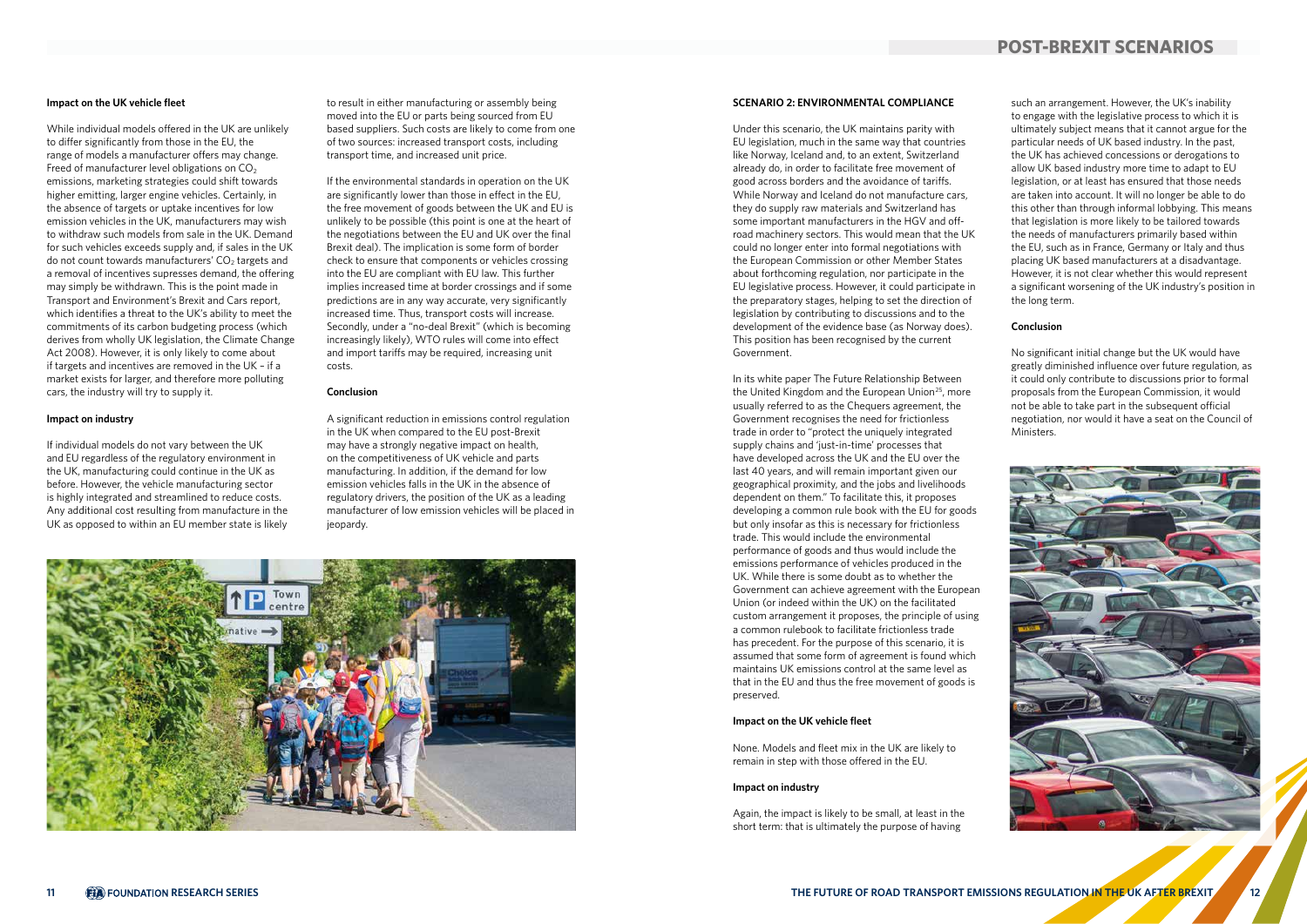### Impact on the UK vehicle fleet

While individual models offered in the UK are unlikely to differ significantly from those in the EU, the range of models a manufacturer offers may change. Freed of manufacturer level obligations on $CO_2$ emissions, marketing strategies could shift towards higher emitting, larger engine vehicles. Certainly, in the absence of targets or uptake incentives for low emission vehicles in the UK, manufacturers may wish to withdraw such models from sale in the UK. Demand for such vehicles exceeds supply and, if sales in the UK do not count towards manufacturers' $CO_2$ targets and a removal of incentives supresses demand, the offering may simply be withdrawn. This is the point made in Transport and Environment's Brexit and Cars report, which identifies a threat to the UK's ability to meet the commitments of its carbon budgeting process (which derives from wholly UK legislation, the Climate Change Act 2008). However, it is only likely to come about if targets and incentives are removed in the UK – if a market exists for larger, and therefore more polluting cars, the industry will try to supply it.

### Impact on industry

If individual models do not vary between the UK and EU regardless of the regulatory environment in the UK, manufacturing could continue in the UK as before. However, the vehicle manufacturing sector is highly integrated and streamlined to reduce costs. Any additional cost resulting from manufacture in the UK as opposed to within an EU member state is likely to result in either manufacturing or assembly being moved into the EU or parts being sourced from EU based suppliers. Such costs are likely to come from one of two sources: increased transport costs, including transport time, and increased unit price.

If the environmental standards in operation on the UK are significantly lower than those in effect in the EU, the free movement of goods between the UK and EU is unlikely to be possible (this point is one at the heart of the negotiations between the EU and UK over the final Brexit deal). The implication is some form of border check to ensure that components or vehicles crossing into the EU are compliant with EU law. This further implies increased time at border crossings and if some predictions are in any way accurate, very significantly increased time. Thus, transport costs will increase. Secondly, under a "no-deal Brexit" (which is becoming increasingly likely), WTO rules will come into effect and import tariffs may be required, increasing unit costs.

### Conclusion

A significant reduction in emissions control regulation in the UK when compared to the EU post-Brexit may have a strongly negative impact on health, on the competitiveness of UK vehicle and parts manufacturing. In addition, if the demand for low emission vehicles falls in the UK in the absence of regulatory drivers, the position of the UK as a leading manufacturer of low emission vehicles will be placed in jeopardy.

## SCENARIO 2: ENVIRONMENTAL COMPLIANCE

Under this scenario, the UK maintains parity with EU legislation, much in the same way that countries like Norway, Iceland and, to an extent, Switzerland already do, in order to facilitate free movement of good across borders and the avoidance of tariffs. While Norway and Iceland do not manufacture cars, they do supply raw materials and Switzerland has some important manufacturers in the HGV and off-road machinery sectors. This would mean that the UK could no longer enter into formal negotiations with the European Commission or other Member States about forthcoming regulation, nor participate in the EU legislative process. However, it could participate in the preparatory stages, helping to set the direction of legislation by contributing to discussions and to the development of the evidence base (as Norway does). This position has been recognised by the current Government.

In its white paper The Future Relationship Between the United Kingdom and the European Union[25], more usually referred to as the Chequers agreement, the Government recognises the need for frictionless trade in order to "protect the uniquely integrated supply chains and 'just-in-time' processes that have developed across the UK and the EU over the last 40 years, and will remain important given our geographical proximity, and the jobs and livelihoods dependent on them." To facilitate this, it proposes developing a common rule book with the EU for goods but only insofar as this is necessary for frictionless trade. This would include the environmental performance of goods and thus would include the emissions performance of vehicles produced in the UK. While there is some doubt as to whether the Government can achieve agreement with the European Union (or indeed within the UK) on the facilitated custom arrangement it proposes, the principle of using a common rulebook to facilitate frictionless trade has precedent. For the purpose of this scenario, it is assumed that some form of agreement is found which maintains UK emissions control at the same level as that in the EU and thus the free movement of goods is preserved.

### Impact on the UK vehicle fleet

None. Models and fleet mix in the UK are likely to remain in step with those offered in the EU.

### Impact on industry

Again, the impact is likely to be small, at least in the short term: that is ultimately the purpose of having such an arrangement. However, the UK's inability to engage with the legislative process to which it is ultimately subject means that it cannot argue for the particular needs of UK based industry. In the past, the UK has achieved concessions or derogations to allow UK based industry more time to adapt to EU legislation, or at least has ensured that those needs are taken into account. It will no longer be able to do this other than through informal lobbying. This means that legislation is more likely to be tailored towards the needs of manufacturers primarily based within the EU, such as in France, Germany or Italy and thus placing UK based manufacturers at a disadvantage. However, it is not clear whether this would represent a significant worsening of the UK industry's position in the long term.

### Conclusion

No significant initial change but the UK would have greatly diminished influence over future regulation, as it could only contribute to discussions prior to formal proposals from the European Commission, it would not be able to take part in the subsequent official negotiation, nor would it have a seat on the Council of Ministers.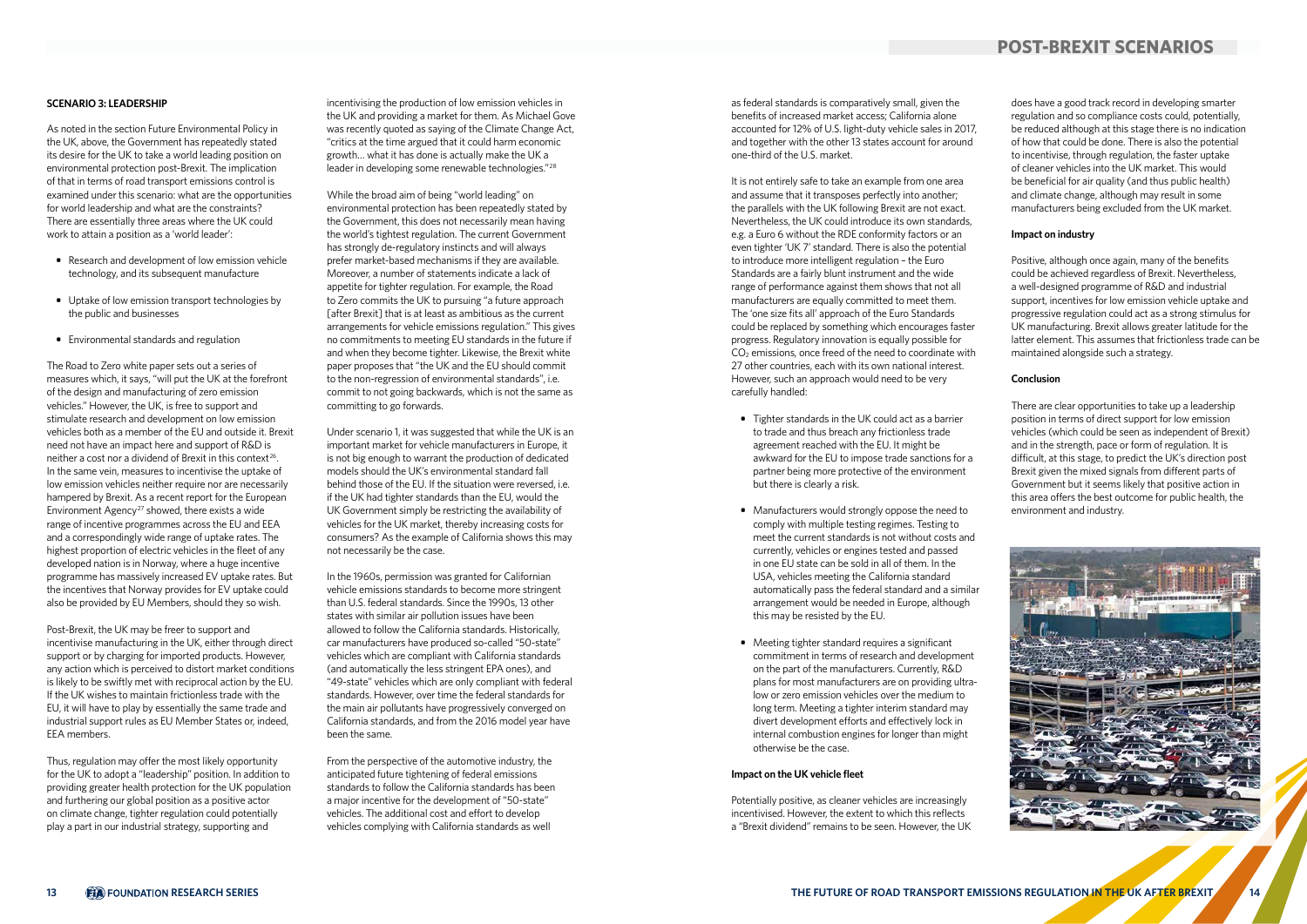### SCENARIO 3: LEADERSHIP

As noted in the section Future Environmental Policy in the UK, above, the Government has repeatedly stated its desire for the UK to take a world leading position on environmental protection post-Brexit. The implication of that in terms of road transport emissions control is examined under this scenario: what are the opportunities for world leadership and what are the constraints? There are essentially three areas where the UK could work to attain a position as a 'world leader':

- Research and development of low emission vehicle technology, and its subsequent manufacture
- Uptake of low emission transport technologies by the public and businesses
- Environmental standards and regulation

The Road to Zero white paper sets out a series of measures which, it says, "will put the UK at the forefront of the design and manufacturing of zero emission vehicles." However, the UK, is free to support and stimulate research and development on low emission vehicles both as a member of the EU and outside it. Brexit need not have an impact here and support of R&D is neither a cost nor a dividend of Brexit in this context[26]. In the same vein, measures to incentivise the uptake of low emission vehicles neither require nor are necessarily hampered by Brexit. As a recent report for the European Environment Agency[27] showed, there exists a wide range of incentive programmes across the EU and EEA and a correspondingly wide range of uptake rates. The highest proportion of electric vehicles in the fleet of any developed nation is in Norway, where a huge incentive programme has massively increased EV uptake rates. But the incentives that Norway provides for EV uptake could also be provided by EU Members, should they so wish.

Post-Brexit, the UK may be freer to support and incentivise manufacturing in the UK, either through direct support or by charging for imported products. However, any action which is perceived to distort market conditions is likely to be swiftly met with reciprocal action by the EU. If the UK wishes to maintain frictionless trade with the EU, it will have to play by essentially the same trade and industrial support rules as EU Member States or, indeed, EEA members.

Thus, regulation may offer the most likely opportunity for the UK to adopt a "leadership" position. In addition to providing greater health protection for the UK population and furthering our global position as a positive actor on climate change, tighter regulation could potentially play a part in our industrial strategy, supporting and incentivising the production of low emission vehicles in the UK and providing a market for them. As Michael Gove was recently quoted as saying of the Climate Change Act, "critics at the time argued that it could harm economic growth… what it has done is actually make the UK a leader in developing some renewable technologies."[28]

While the broad aim of being "world leading" on environmental protection has been repeatedly stated by the Government, this does not necessarily mean having the world's tightest regulation. The current Government has strongly de-regulatory instincts and will always prefer market-based mechanisms if they are available. Moreover, a number of statements indicate a lack of appetite for tighter regulation. For example, the Road to Zero commits the UK to pursuing "a future approach [after Brexit] that is at least as ambitious as the current arrangements for vehicle emissions regulation." This gives no commitments to meeting EU standards in the future if and when they become tighter. Likewise, the Brexit white paper proposes that "the UK and the EU should commit to the non-regression of environmental standards", i.e. commit to not going backwards, which is not the same as committing to go forwards.

Under scenario 1, it was suggested that while the UK is an important market for vehicle manufacturers in Europe, it is not big enough to warrant the production of dedicated models should the UK's environmental standard fall behind those of the EU. If the situation were reversed, i.e. if the UK had tighter standards than the EU, would the UK Government simply be restricting the availability of vehicles for the UK market, thereby increasing costs for consumers? As the example of California shows this may not necessarily be the case.

In the 1960s, permission was granted for Californian vehicle emissions standards to become more stringent than U.S. federal standards. Since the 1990s, 13 other states with similar air pollution issues have been allowed to follow the California standards. Historically, car manufacturers have produced so-called "50-state" vehicles which are compliant with California standards (and automatically the less stringent EPA ones), and "49-state" vehicles which are only compliant with federal standards. However, over time the federal standards for the main air pollutants have progressively converged on California standards, and from the 2016 model year have been the same.

From the perspective of the automotive industry, the anticipated future tightening of federal emissions standards to follow the California standards has been a major incentive for the development of "50-state" vehicles. The additional cost and effort to develop vehicles complying with California standards as well as federal standards is comparatively small, given the benefits of increased market access; California alone accounted for 12% of U.S. light-duty vehicle sales in 2017, and together with the other 13 states account for around one-third of the U.S. market.

It is not entirely safe to take an example from one area and assume that it transposes perfectly into another; the parallels with the UK following Brexit are not exact. Nevertheless, the UK could introduce its own standards, e.g. a Euro 6 without the RDE conformity factors or an even tighter 'UK 7' standard. There is also the potential to introduce more intelligent regulation – the Euro Standards are a fairly blunt instrument and the wide range of performance against them shows that not all manufacturers are equally committed to meet them. The 'one size fits all' approach of the Euro Standards could be replaced by something which encourages faster progress. Regulatory innovation is equally possible for $CO_2$ emissions, once freed of the need to coordinate with 27 other countries, each with its own national interest. However, such an approach would need to be very carefully handled:

- Tighter standards in the UK could act as a barrier to trade and thus breach any frictionless trade agreement reached with the EU. It might be awkward for the EU to impose trade sanctions for a partner being more protective of the environment but there is clearly a risk.
- Manufacturers would strongly oppose the need to comply with multiple testing regimes. Testing to meet the current standards is not without costs and currently, vehicles or engines tested and passed in one EU state can be sold in all of them. In the USA, vehicles meeting the California standard automatically pass the federal standard and a similar arrangement would be needed in Europe, although this may be resisted by the EU.
- Meeting tighter standard requires a significant commitment in terms of research and development on the part of the manufacturers. Currently, R&D plans for most manufacturers are on providing ultra-low or zero emission vehicles over the medium to long term. Meeting a tighter interim standard may divert development efforts and effectively lock in internal combustion engines for longer than might otherwise be the case.

#### Impact on the UK vehicle fleet

Potentially positive, as cleaner vehicles are increasingly incentivised. However, the extent to which this reflects a "Brexit dividend" remains to be seen. However, the UK does have a good track record in developing smarter regulation and so compliance costs could, potentially, be reduced although at this stage there is no indication of how that could be done. There is also the potential to incentivise, through regulation, the faster uptake of cleaner vehicles into the UK market. This would be beneficial for air quality (and thus public health) and climate change, although may result in some manufacturers being excluded from the UK market.

#### Impact on industry

Positive, although once again, many of the benefits could be achieved regardless of Brexit. Nevertheless, a well-designed programme of R&D and industrial support, incentives for low emission vehicle uptake and progressive regulation could act as a strong stimulus for UK manufacturing. Brexit allows greater latitude for the latter element. This assumes that frictionless trade can be maintained alongside such a strategy.

#### Conclusion

There are clear opportunities to take up a leadership position in terms of direct support for low emission vehicles (which could be seen as independent of Brexit) and in the strength, pace or form of regulation. It is difficult, at this stage, to predict the UK's direction post Brexit given the mixed signals from different parts of Government but it seems likely that positive action in this area offers the best outcome for public health, the environment and industry.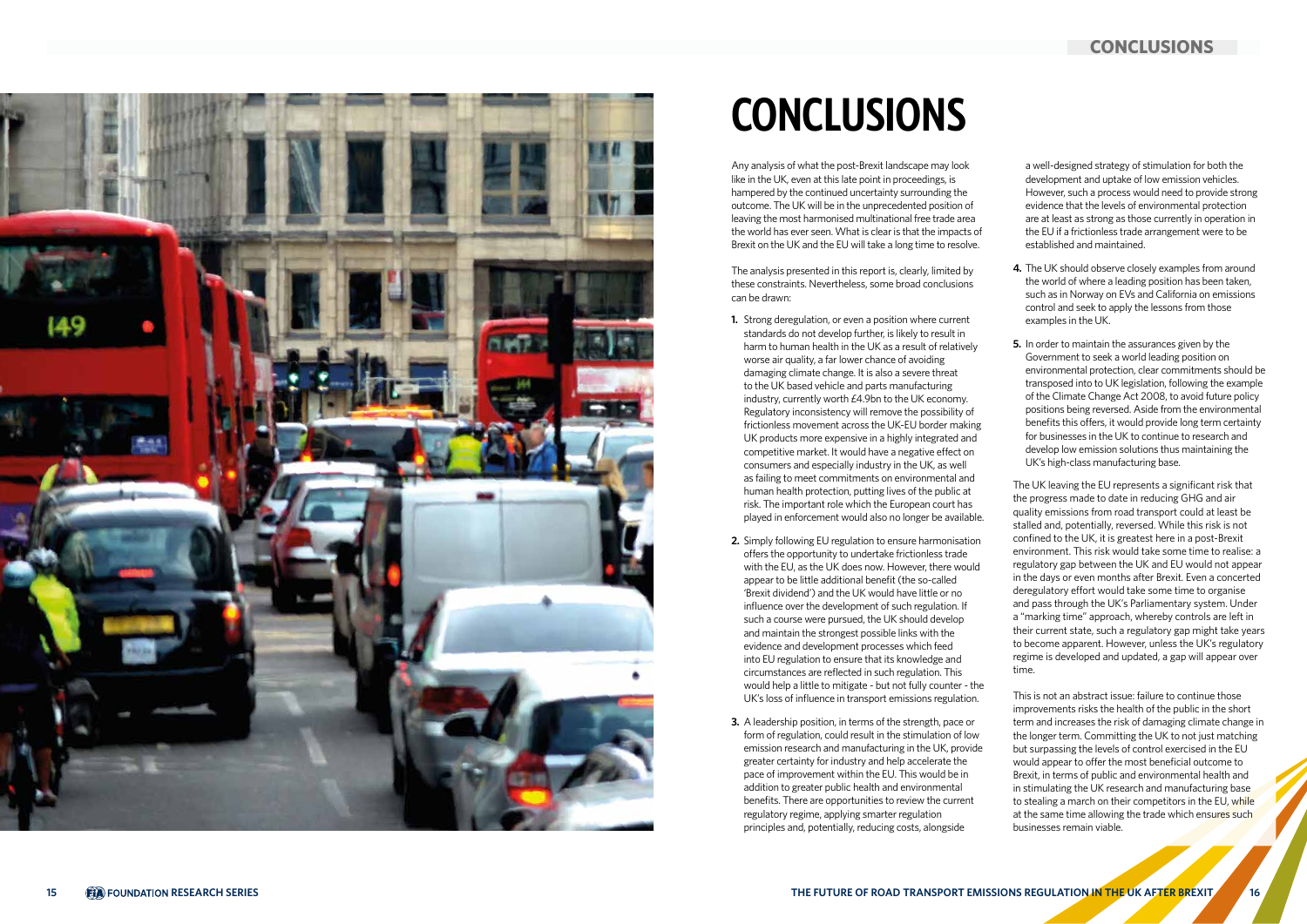# CONCLUSIONS

Any analysis of what the post-Brexit landscape may look like in the UK, even at this late point in proceedings, is hampered by the continued uncertainty surrounding the outcome. The UK will be in the unprecedented position of leaving the most harmonised multinational free trade area the world has ever seen. What is clear is that the impacts of Brexit on the UK and the EU will take a long time to resolve.

The analysis presented in this report is, clearly, limited by these constraints. Nevertheless, some broad conclusions can be drawn:

1. Strong deregulation, or even a position where current standards do not develop further, is likely to result in harm to human health in the UK as a result of relatively worse air quality, a far lower chance of avoiding damaging climate change. It is also a severe threat to the UK based vehicle and parts manufacturing industry, currently worth £4.9bn to the UK economy. Regulatory inconsistency will remove the possibility of frictionless movement across the UK-EU border making UK products more expensive in a highly integrated and competitive market. It would have a negative effect on consumers and especially industry in the UK, as well as failing to meet commitments on environmental and human health protection, putting lives of the public at risk. The important role which the European court has played in enforcement would also no longer be available.

2. Simply following EU regulation to ensure harmonisation offers the opportunity to undertake frictionless trade with the EU, as the UK does now. However, there would appear to be little additional benefit (the so-called 'Brexit dividend') and the UK would have little or no influence over the development of such regulation. If such a course were pursued, the UK should develop and maintain the strongest possible links with the evidence and development processes which feed into EU regulation to ensure that its knowledge and circumstances are reflected in such regulation. This would help a little to mitigate - but not fully counter - the UK's loss of influence in transport emissions regulation.

3. A leadership position, in terms of the strength, pace or form of regulation, could result in the stimulation of low emission research and manufacturing in the UK, provide greater certainty for industry and help accelerate the pace of improvement within the EU. This would be in addition to greater public health and environmental benefits. There are opportunities to review the current regulatory regime, applying smarter regulation principles and, potentially, reducing costs, alongside a well-designed strategy of stimulation for both the development and uptake of low emission vehicles. However, such a process would need to provide strong evidence that the levels of environmental protection are at least as strong as those currently in operation in the EU if a frictionless trade arrangement were to be established and maintained.

4. The UK should observe closely examples from around the world of where a leading position has been taken, such as in Norway on EVs and California on emissions control and seek to apply the lessons from those examples in the UK.

5. In order to maintain the assurances given by the Government to seek a world leading position on environmental protection, clear commitments should be transposed into UK legislation, following the example of the Climate Change Act 2008, to avoid future policy positions being reversed. Aside from the environmental benefits this offers, it would provide long term certainty for businesses in the UK to continue to research and develop low emission solutions thus maintaining the UK's high-class manufacturing base.

The UK leaving the EU represents a significant risk that the progress made to date in reducing GHG and air quality emissions from road transport could at least be stalled and, potentially, reversed. While this risk is not confined to the UK, it is greatest here in a post-Brexit environment. This risk would take some time to realise: a regulatory gap between the UK and EU would not appear in the days or even months after Brexit. Even a concerted deregulatory effort would take some time to organise and pass through the UK's Parliamentary system. Under a "marking time" approach, whereby controls are left in their current state, such a regulatory gap might take years to become apparent. However, unless the UK's regulatory regime is developed and updated, a gap will appear over time.

This is not an abstract issue: failure to continue those improvements risks the health of the public in the short term and increases the risk of damaging climate change in the longer term. Committing the UK to not just matching but surpassing the levels of control exercised in the EU would appear to offer the most beneficial outcome to Brexit, in terms of public and environmental health and in stimulating the UK research and manufacturing base to stealing a march on their competitors in the EU, while at the same time allowing the trade which ensures such businesses remain viable.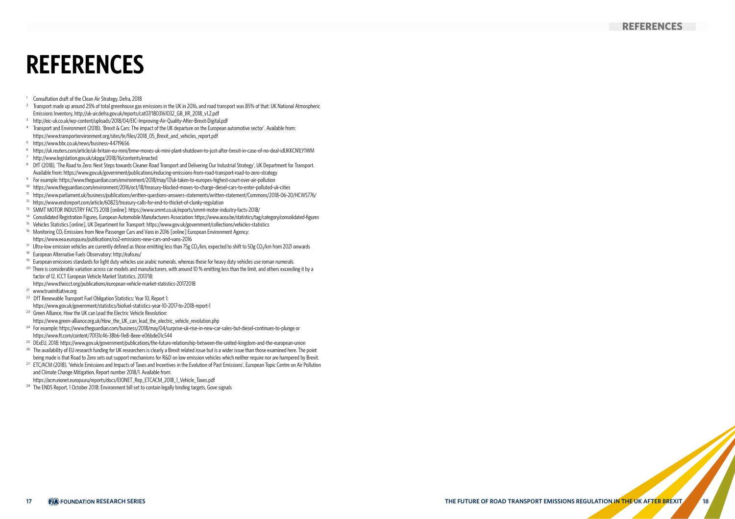# REFERENCES

1. Consultation draft of the Clean Air Strategy, Defra, 2018
2. Transport made up around 25% of total greenhouse gas emissions in the UK in 2016, and road transport was 85% of that: UK National Atmospheric Emissions Inventory, http://uk-air.defra.gov.uk/reports/cat07/1803161032_GB_IIR_2018_v1.2.pdf
3. http://eic-uk.co.uk/wp-content/uploads/2018/04/EIC-Improving-Air-Quality-After-Brexit-Digital.pdf
4. Transport and Environment (2018), 'Brexit & Cars: The impact of the UK departure on the European automotive sector'. Available from: https://www.transportenvironment.org/sites/te/files/2018_05_Brexit_and_vehicles_report.pdf
5. https://www.bbc.co.uk/news/business-44719656
6. https://uk.reuters.com/article/uk-britain-eu-mini/bmw-moves-uk-mini-plant-shutdown-to-just-after-brexit-in-case-of-no-deal-idUKKCN1LY1WM
7. http://www.legislation.gov.uk/ukpga/2018/16/contents/enacted
8. DfT (2018), 'The Road to Zero: Next Steps towards Cleaner Road Transport and Delivering Our Industrial Strategy', UK Department for Transport. Available from: https://www.gov.uk/government/publications/reducing-emissions-from-road-transport-road-to-zero-strategy
9. For example: https://www.theguardian.com/environment/2018/may/17/uk-taken-to-europes-highest-court-over-air-pollution
10. https://www.theguardian.com/environment/2016/oct/18/treasury-blocked-moves-to-charge-diesel-cars-to-enter-polluted-uk-cities
11. https://www.parliament.uk/business/publications/written-questions-answers-statements/written-statement/Commons/2018-06-20/HCWS776/
12. https://www.endsreport.com/article/60823/treasury-calls-for-end-to-thicket-of-clunky-regulation
13. SMMT MOTOR INDUSTRY FACTS 2018 [online]: https://www.smmt.co.uk/reports/smmt-motor-industry-facts-2018/
14. Consolidated Registration Figures, European Automobile Manufacturers Association: https://www.acea.be/statistics/tag/category/consolidated-figures
15. Vehicles Statistics [online], UK Department for Transport: https://www.gov.uk/government/collections/vehicles-statistics
16. Monitoring $CO_2$ Emissions from New Passenger Cars and Vans in 2016 [online] European Environment Agency: https://www.eea.europa.eu/publications/co2-emissions-new-cars-and-vans-2016
17. Ultra-low emission vehicles are currently defined as those emitting less than 75g $CO_2$/km, expected to shift to 50g $CO_2$/km from 2021 onwards
18. European Alternative Fuels Observatory: http://eafo.eu/
19. European emissions standards for light duty vehicles use arabic numerals, whereas those for heavy duty vehicles use roman numerals.
20. There is considerable variation across car models and manufacturers, with around 10 % emitting less than the limit, and others exceeding it by a factor of 12. ICCT European Vehicle Market Statistics, 2017/18: https://www.theicct.org/publications/european-vehicle-market-statistics-20172018
21. www.trueinitiative.org
22. DfT Renewable Transport Fuel Obligation Statistics: Year 10, Report 1: https://www.gov.uk/government/statistics/biofuel-statistics-year-10-2017-to-2018-report-1
23. Green Alliance, How the UK can Lead the Electric Vehicle Revolution: https://www.green-alliance.org.uk/How_the_UK_can_lead_the_electric_vehicle_revolution.php
24. For example: https://www.theguardian.com/business/2018/may/04/surprise-uk-rise-in-new-car-sales-but-diesel-continues-to-plunge or https://www.ft.com/content/70131c46-38b6-11e8-8eee-e06bde01c544
25. DExEU, 2018: https://www.gov.uk/government/publications/the-future-relationship-between-the-united-kingdom-and-the-european-union
26. The availability of EU research funding for UK researchers is clearly a Brexit related issue but is a wider issue than those examined here. The point being made is that Road to Zero sets out support mechanisms for R&D on low emission vehicles which neither require nor are hampered by Brexit.
27. ETC/ACM (2018), 'Vehicle Emissions and Impacts of Taxes and Incentives in the Evolution of Past Emissions', European Topic Centre on Air Pollution and Climate Change Mitigation, Report number 2018/1. Available from: https://acm.eionet.europa.eu/reports/docs/EIONET_Rep_ETCACM_2018_1_Vehicle_Taxes.pdf
28. The ENDS Report, 1 October 2018: Environment bill set to contain legally binding targets, Gove signals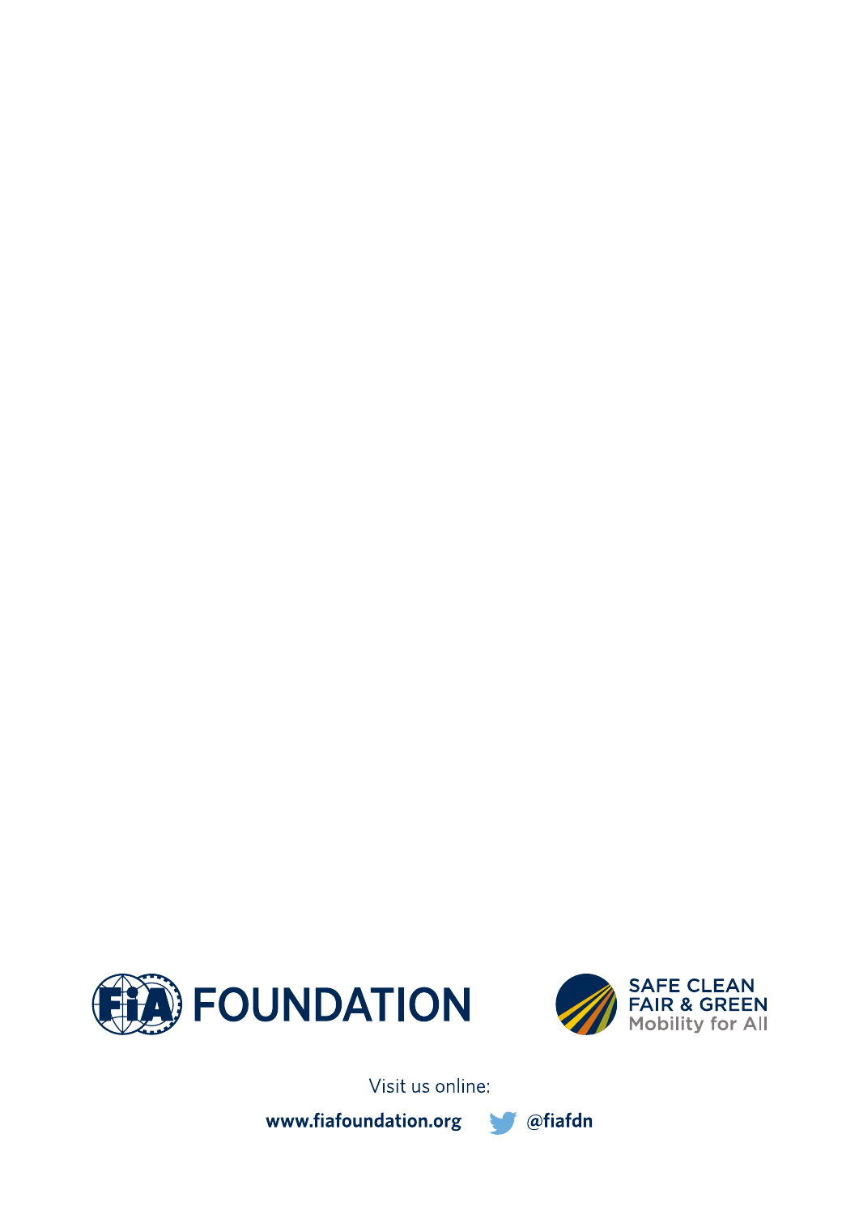FOUNDATION

SAFE CLEAN
FAIR & GREEN
Mobility for All

Visit us online:

**www.fiafoundation.org** **@fiafdn**